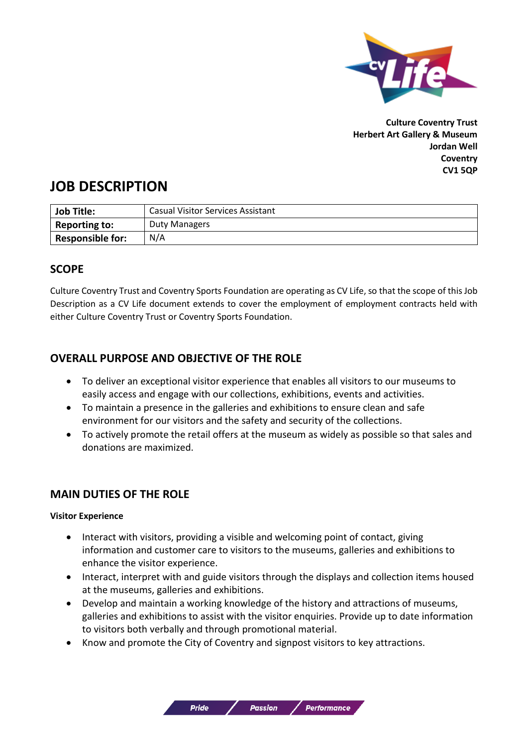**Culture Coventry Trust**
**Herbert Art Gallery & Museum**
**Jordan Well**
**Coventry**
**CV1 5QP**

# JOB DESCRIPTION

| **Job Title:** | Casual Visitor Services Assistant |
|---|---|
| **Reporting to:** | Duty Managers |
| **Responsible for:** | N/A |

## SCOPE

Culture Coventry Trust and Coventry Sports Foundation are operating as CV Life, so that the scope of this Job Description as a CV Life document extends to cover the employment of employment contracts held with either Culture Coventry Trust or Coventry Sports Foundation.

## OVERALL PURPOSE AND OBJECTIVE OF THE ROLE

- To deliver an exceptional visitor experience that enables all visitors to our museums to easily access and engage with our collections, exhibitions, events and activities.
- To maintain a presence in the galleries and exhibitions to ensure clean and safe environment for our visitors and the safety and security of the collections.
- To actively promote the retail offers at the museum as widely as possible so that sales and donations are maximized.

## MAIN DUTIES OF THE ROLE

**Visitor Experience**

- Interact with visitors, providing a visible and welcoming point of contact, giving information and customer care to visitors to the museums, galleries and exhibitions to enhance the visitor experience.
- Interact, interpret with and guide visitors through the displays and collection items housed at the museums, galleries and exhibitions.
- Develop and maintain a working knowledge of the history and attractions of museums, galleries and exhibitions to assist with the visitor enquiries. Provide up to date information to visitors both verbally and through promotional material.
- Know and promote the City of Coventry and signpost visitors to key attractions.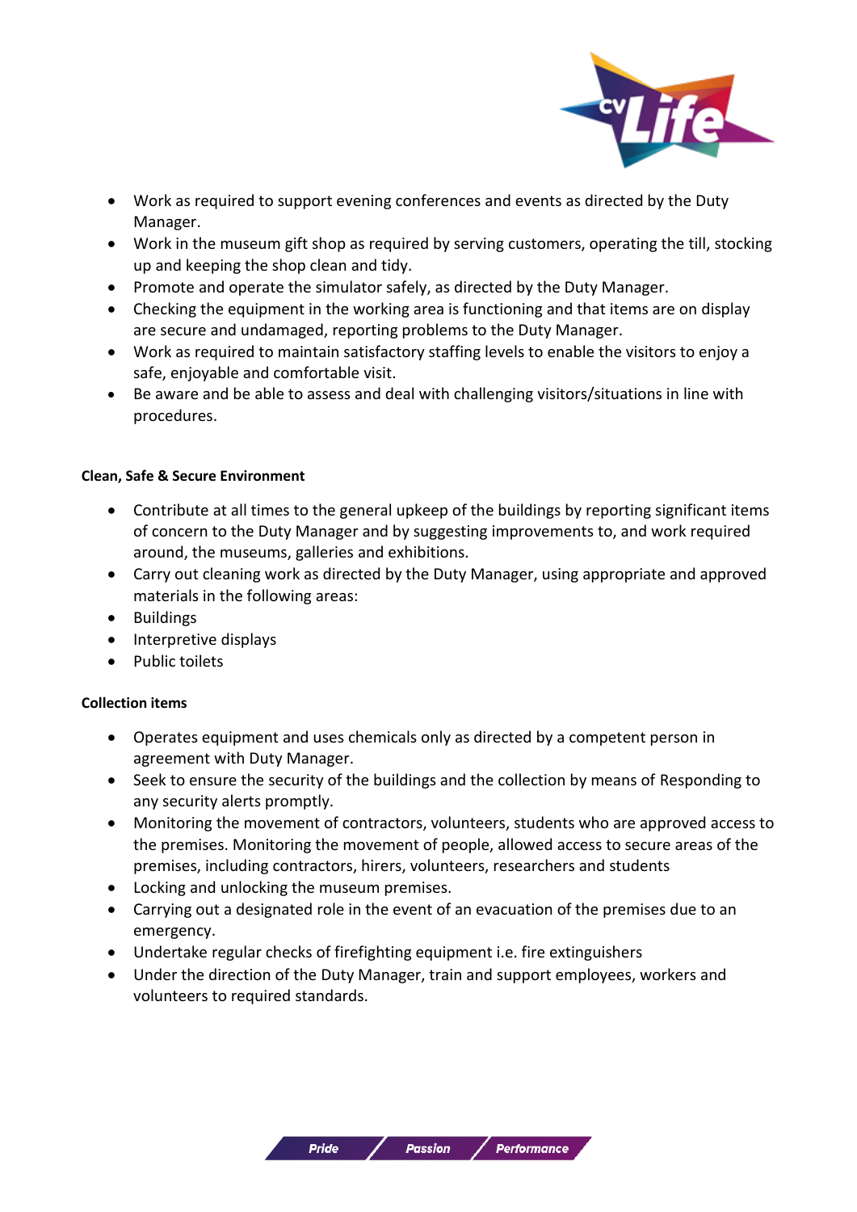- Work as required to support evening conferences and events as directed by the Duty Manager.
- Work in the museum gift shop as required by serving customers, operating the till, stocking up and keeping the shop clean and tidy.
- Promote and operate the simulator safely, as directed by the Duty Manager.
- Checking the equipment in the working area is functioning and that items are on display are secure and undamaged, reporting problems to the Duty Manager.
- Work as required to maintain satisfactory staffing levels to enable the visitors to enjoy a safe, enjoyable and comfortable visit.
- Be aware and be able to assess and deal with challenging visitors/situations in line with procedures.

**Clean, Safe & Secure Environment**

- Contribute at all times to the general upkeep of the buildings by reporting significant items of concern to the Duty Manager and by suggesting improvements to, and work required around, the museums, galleries and exhibitions.
- Carry out cleaning work as directed by the Duty Manager, using appropriate and approved materials in the following areas:
- Buildings
- Interpretive displays
- Public toilets

**Collection items**

- Operates equipment and uses chemicals only as directed by a competent person in agreement with Duty Manager.
- Seek to ensure the security of the buildings and the collection by means of Responding to any security alerts promptly.
- Monitoring the movement of contractors, volunteers, students who are approved access to the premises. Monitoring the movement of people, allowed access to secure areas of the premises, including contractors, hirers, volunteers, researchers and students
- Locking and unlocking the museum premises.
- Carrying out a designated role in the event of an evacuation of the premises due to an emergency.
- Undertake regular checks of firefighting equipment i.e. fire extinguishers
- Under the direction of the Duty Manager, train and support employees, workers and volunteers to required standards.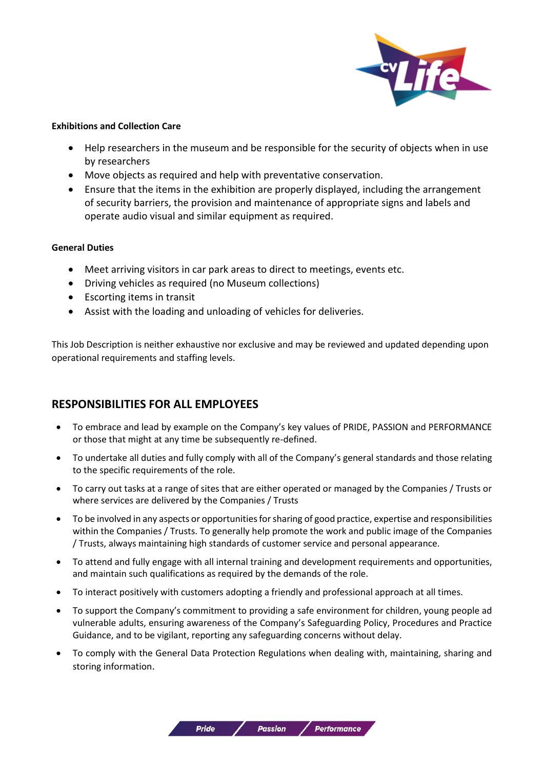**Exhibitions and Collection Care**

- Help researchers in the museum and be responsible for the security of objects when in use by researchers
- Move objects as required and help with preventative conservation.
- Ensure that the items in the exhibition are properly displayed, including the arrangement of security barriers, the provision and maintenance of appropriate signs and labels and operate audio visual and similar equipment as required.

**General Duties**

- Meet arriving visitors in car park areas to direct to meetings, events etc.
- Driving vehicles as required (no Museum collections)
- Escorting items in transit
- Assist with the loading and unloading of vehicles for deliveries.

This Job Description is neither exhaustive nor exclusive and may be reviewed and updated depending upon operational requirements and staffing levels.

## RESPONSIBILITIES FOR ALL EMPLOYEES

- To embrace and lead by example on the Company's key values of PRIDE, PASSION and PERFORMANCE or those that might at any time be subsequently re-defined.
- To undertake all duties and fully comply with all of the Company's general standards and those relating to the specific requirements of the role.
- To carry out tasks at a range of sites that are either operated or managed by the Companies / Trusts or where services are delivered by the Companies / Trusts
- To be involved in any aspects or opportunities for sharing of good practice, expertise and responsibilities within the Companies / Trusts. To generally help promote the work and public image of the Companies / Trusts, always maintaining high standards of customer service and personal appearance.
- To attend and fully engage with all internal training and development requirements and opportunities, and maintain such qualifications as required by the demands of the role.
- To interact positively with customers adopting a friendly and professional approach at all times.
- To support the Company's commitment to providing a safe environment for children, young people ad vulnerable adults, ensuring awareness of the Company's Safeguarding Policy, Procedures and Practice Guidance, and to be vigilant, reporting any safeguarding concerns without delay.
- To comply with the General Data Protection Regulations when dealing with, maintaining, sharing and storing information.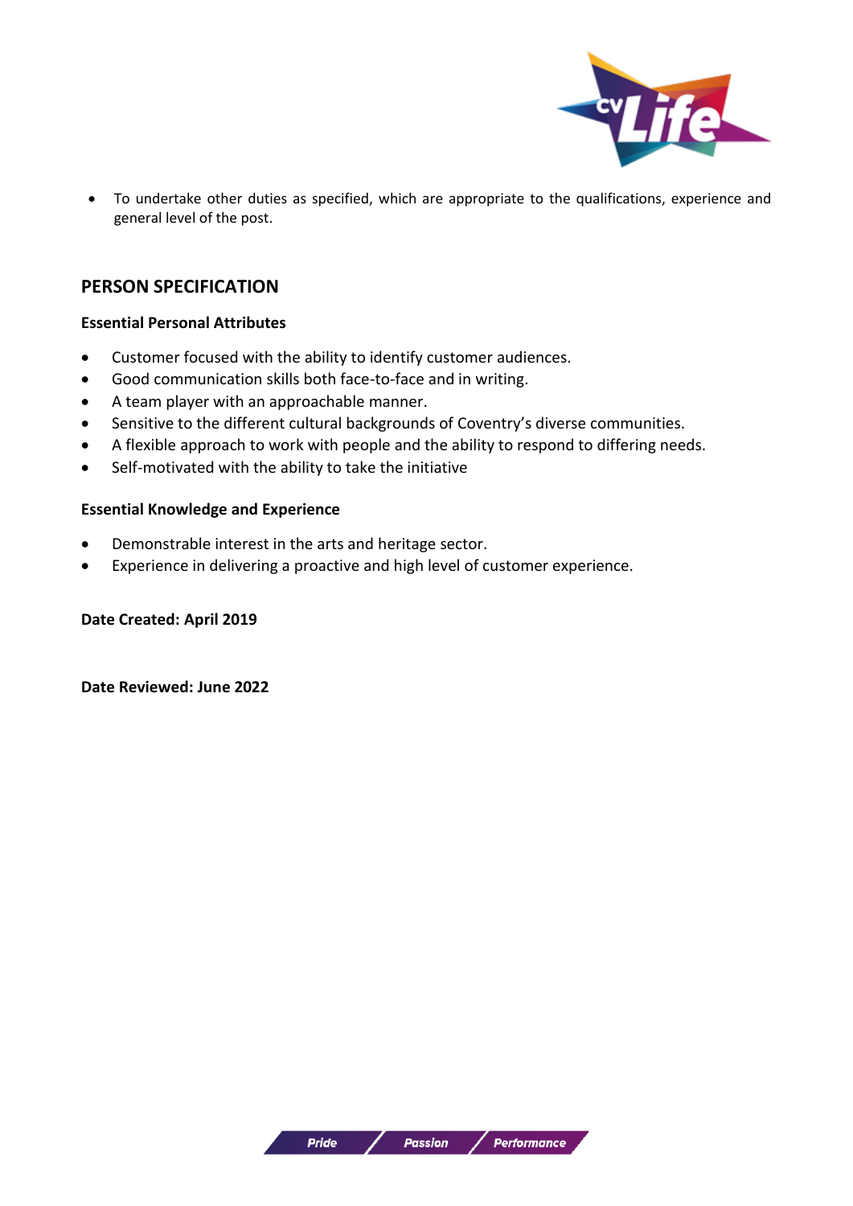- To undertake other duties as specified, which are appropriate to the qualifications, experience and general level of the post.

## PERSON SPECIFICATION

### Essential Personal Attributes

- Customer focused with the ability to identify customer audiences.
- Good communication skills both face-to-face and in writing.
- A team player with an approachable manner.
- Sensitive to the different cultural backgrounds of Coventry's diverse communities.
- A flexible approach to work with people and the ability to respond to differing needs.
- Self-motivated with the ability to take the initiative

### Essential Knowledge and Experience

- Demonstrable interest in the arts and heritage sector.
- Experience in delivering a proactive and high level of customer experience.

**Date Created: April 2019**

**Date Reviewed: June 2022**